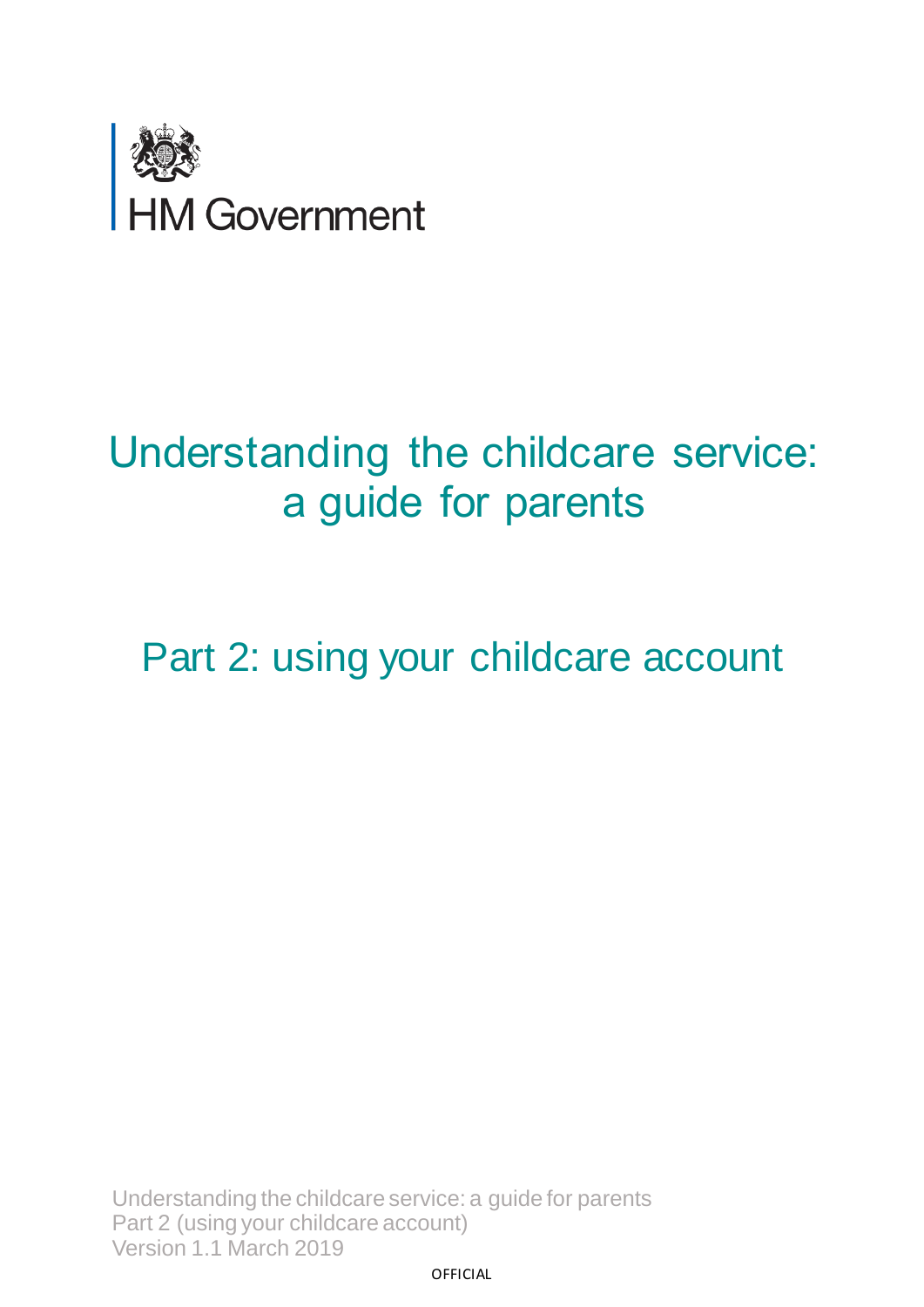HM Government

# Understanding the childcare service: a guide for parents

## Part 2: using your childcare account

Understanding the childcare service: a guide for parents
Part 2 (using your childcare account)
Version 1.1 March 2019

OFFICIAL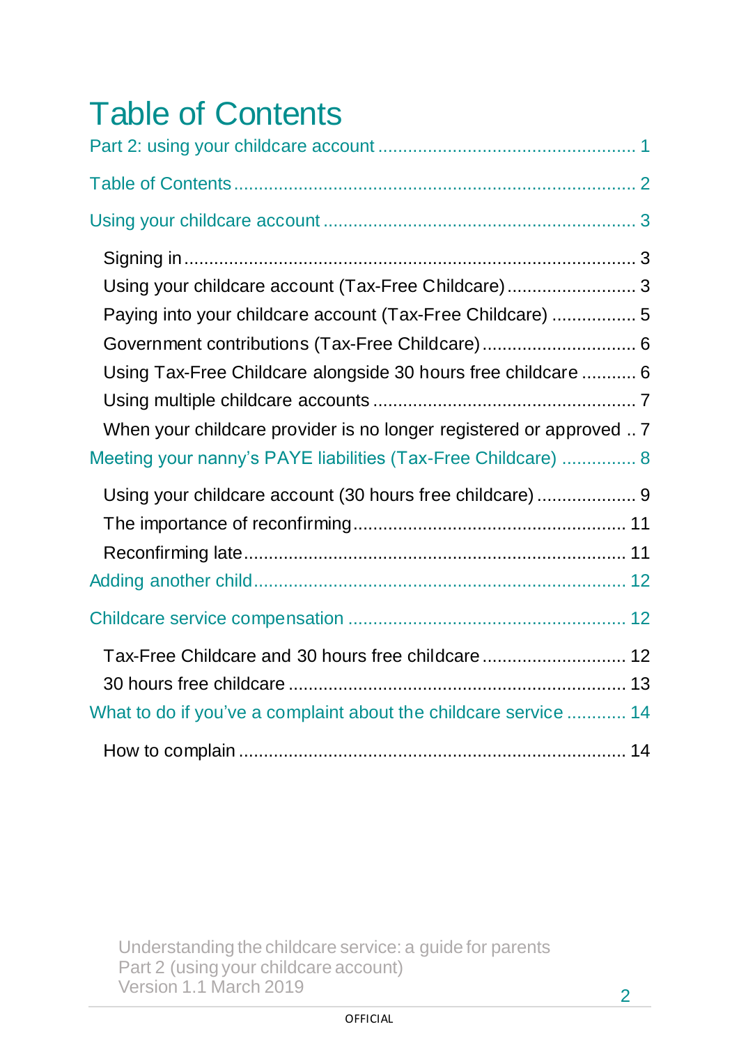# Table of Contents

Part 2: using your childcare account ..................................................... 1

Table of Contents ................................................................................. 2

Using your childcare account ................................................................ 3

- Signing in ........................................................................................ 3
- Using your childcare account (Tax-Free Childcare) .......................... 3
- Paying into your childcare account (Tax-Free Childcare) ................. 5
- Government contributions (Tax-Free Childcare) ............................... 6
- Using Tax-Free Childcare alongside 30 hours free childcare ........... 6
- Using multiple childcare accounts .................................................... 7
- When your childcare provider is no longer registered or approved .. 7

Meeting your nanny's PAYE liabilities (Tax-Free Childcare) ............... 8

- Using your childcare account (30 hours free childcare) .................... 9
- The importance of reconfirming ...................................................... 11
- Reconfirming late ........................................................................... 11

Adding another child ........................................................................... 12

Childcare service compensation ......................................................... 12

- Tax-Free Childcare and 30 hours free childcare ............................. 12
- 30 hours free childcare .................................................................. 13

What to do if you've a complaint about the childcare service ............ 14

- How to complain ............................................................................ 14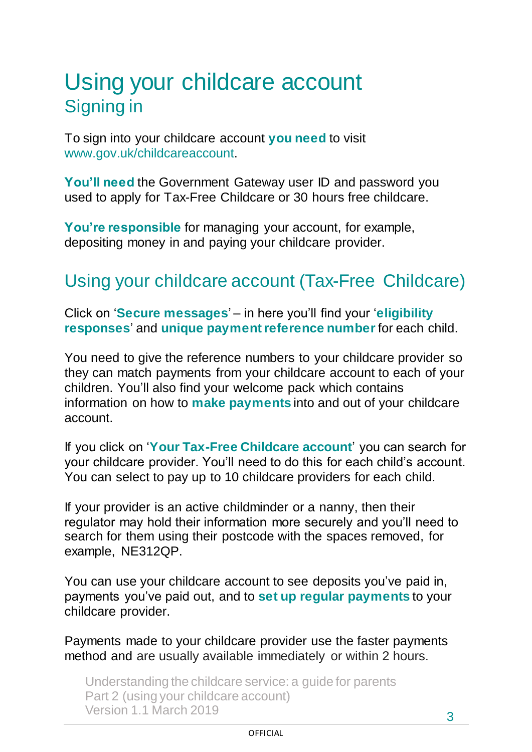# Using your childcare account

## Signing in

To sign into your childcare account **you need** to visit www.gov.uk/childcareaccount.

**You'll need** the Government Gateway user ID and password you used to apply for Tax-Free Childcare or 30 hours free childcare.

**You're responsible** for managing your account, for example, depositing money in and paying your childcare provider.

## Using your childcare account (Tax-Free Childcare)

Click on '**Secure messages**' – in here you'll find your '**eligibility responses**' and **unique payment reference number** for each child.

You need to give the reference numbers to your childcare provider so they can match payments from your childcare account to each of your children. You'll also find your welcome pack which contains information on how to **make payments** into and out of your childcare account.

If you click on '**Your Tax-Free Childcare account**' you can search for your childcare provider. You'll need to do this for each child's account. You can select to pay up to 10 childcare providers for each child.

If your provider is an active childminder or a nanny, then their regulator may hold their information more securely and you'll need to search for them using their postcode with the spaces removed, for example, NE312QP.

You can use your childcare account to see deposits you've paid in, payments you've paid out, and to **set up regular payments** to your childcare provider.

Payments made to your childcare provider use the faster payments method and are usually available immediately or within 2 hours.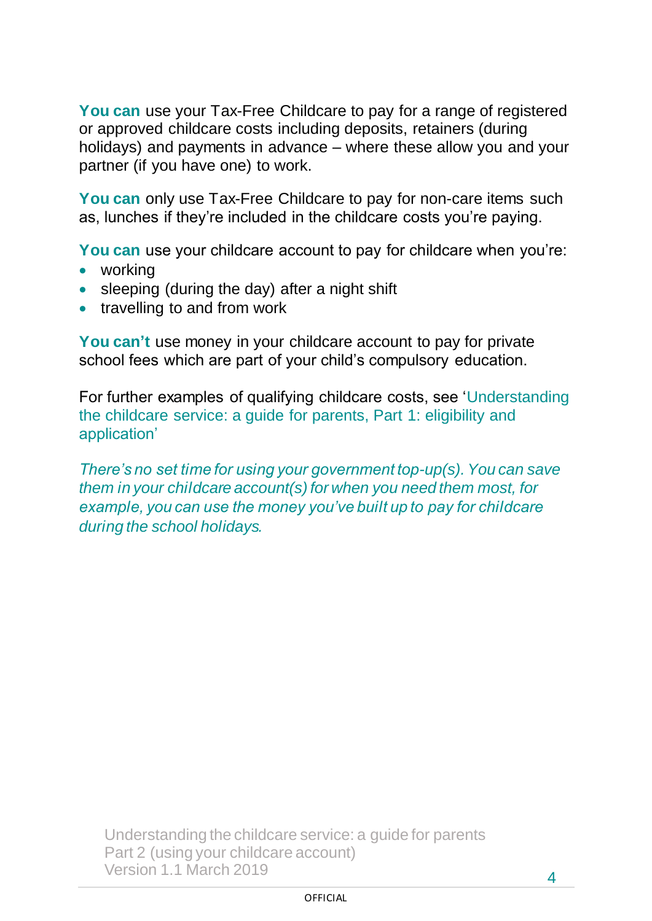**You can** use your Tax-Free Childcare to pay for a range of registered or approved childcare costs including deposits, retainers (during holidays) and payments in advance – where these allow you and your partner (if you have one) to work.

**You can** only use Tax-Free Childcare to pay for non-care items such as, lunches if they're included in the childcare costs you're paying.

**You can** use your childcare account to pay for childcare when you're:

- working
- sleeping (during the day) after a night shift
- travelling to and from work

**You can't** use money in your childcare account to pay for private school fees which are part of your child's compulsory education.

For further examples of qualifying childcare costs, see 'Understanding the childcare service: a guide for parents, Part 1: eligibility and application'

*There's no set time for using your government top-up(s). You can save them in your childcare account(s) for when you need them most, for example, you can use the money you've built up to pay for childcare during the school holidays.*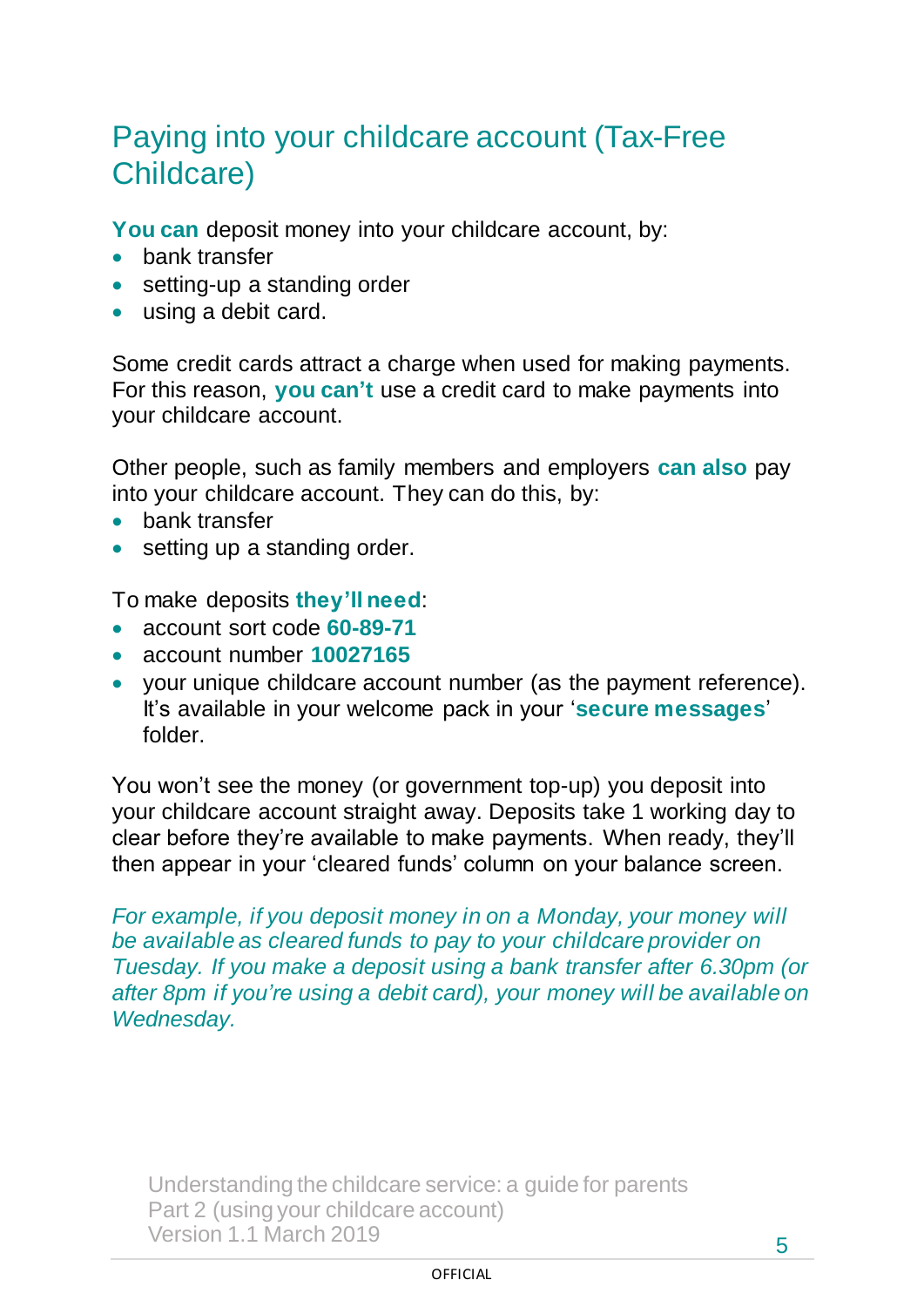# Paying into your childcare account (Tax-Free Childcare)

**You can** deposit money into your childcare account, by:

- bank transfer
- setting-up a standing order
- using a debit card.

Some credit cards attract a charge when used for making payments. For this reason, **you can't** use a credit card to make payments into your childcare account.

Other people, such as family members and employers **can also** pay into your childcare account. They can do this, by:

- bank transfer
- setting up a standing order.

To make deposits **they'll need**:

- account sort code **60-89-71**
- account number **10027165**
- your unique childcare account number (as the payment reference). It's available in your welcome pack in your '**secure messages**' folder.

You won't see the money (or government top-up) you deposit into your childcare account straight away. Deposits take 1 working day to clear before they're available to make payments. When ready, they'll then appear in your 'cleared funds' column on your balance screen.

*For example, if you deposit money in on a Monday, your money will be available as cleared funds to pay to your childcare provider on Tuesday. If you make a deposit using a bank transfer after 6.30pm (or after 8pm if you're using a debit card), your money will be available on Wednesday.*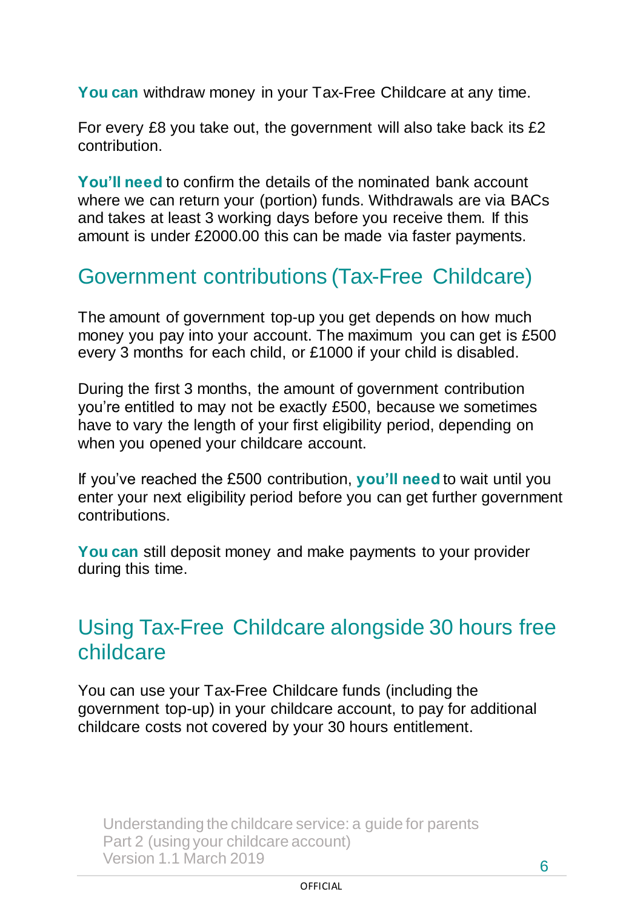**You can** withdraw money in your Tax-Free Childcare at any time.

For every £8 you take out, the government will also take back its £2 contribution.

**You'll need** to confirm the details of the nominated bank account where we can return your (portion) funds. Withdrawals are via BACs and takes at least 3 working days before you receive them. If this amount is under £2000.00 this can be made via faster payments.

## Government contributions (Tax-Free Childcare)

The amount of government top-up you get depends on how much money you pay into your account. The maximum you can get is £500 every 3 months for each child, or £1000 if your child is disabled.

During the first 3 months, the amount of government contribution you're entitled to may not be exactly £500, because we sometimes have to vary the length of your first eligibility period, depending on when you opened your childcare account.

If you've reached the £500 contribution, **you'll need** to wait until you enter your next eligibility period before you can get further government contributions.

**You can** still deposit money and make payments to your provider during this time.

## Using Tax-Free Childcare alongside 30 hours free childcare

You can use your Tax-Free Childcare funds (including the government top-up) in your childcare account, to pay for additional childcare costs not covered by your 30 hours entitlement.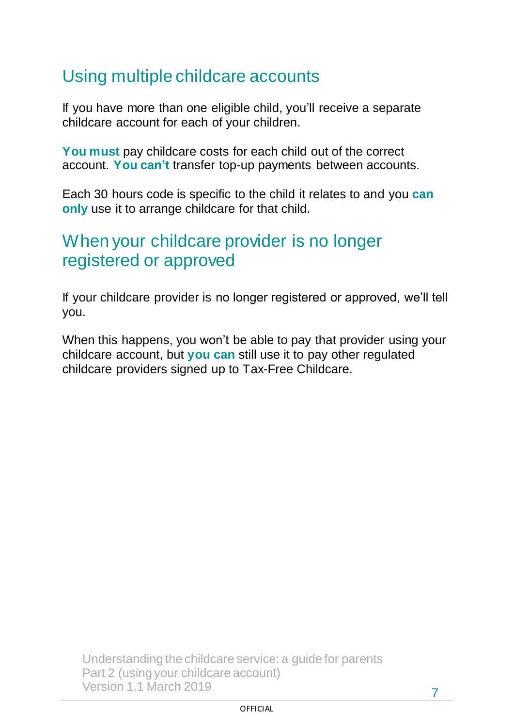## Using multiple childcare accounts

If you have more than one eligible child, you'll receive a separate childcare account for each of your children.

**You must** pay childcare costs for each child out of the correct account. **You can't** transfer top-up payments between accounts.

Each 30 hours code is specific to the child it relates to and you **can only** use it to arrange childcare for that child.

## When your childcare provider is no longer registered or approved

If your childcare provider is no longer registered or approved, we'll tell you.

When this happens, you won't be able to pay that provider using your childcare account, but **you can** still use it to pay other regulated childcare providers signed up to Tax-Free Childcare.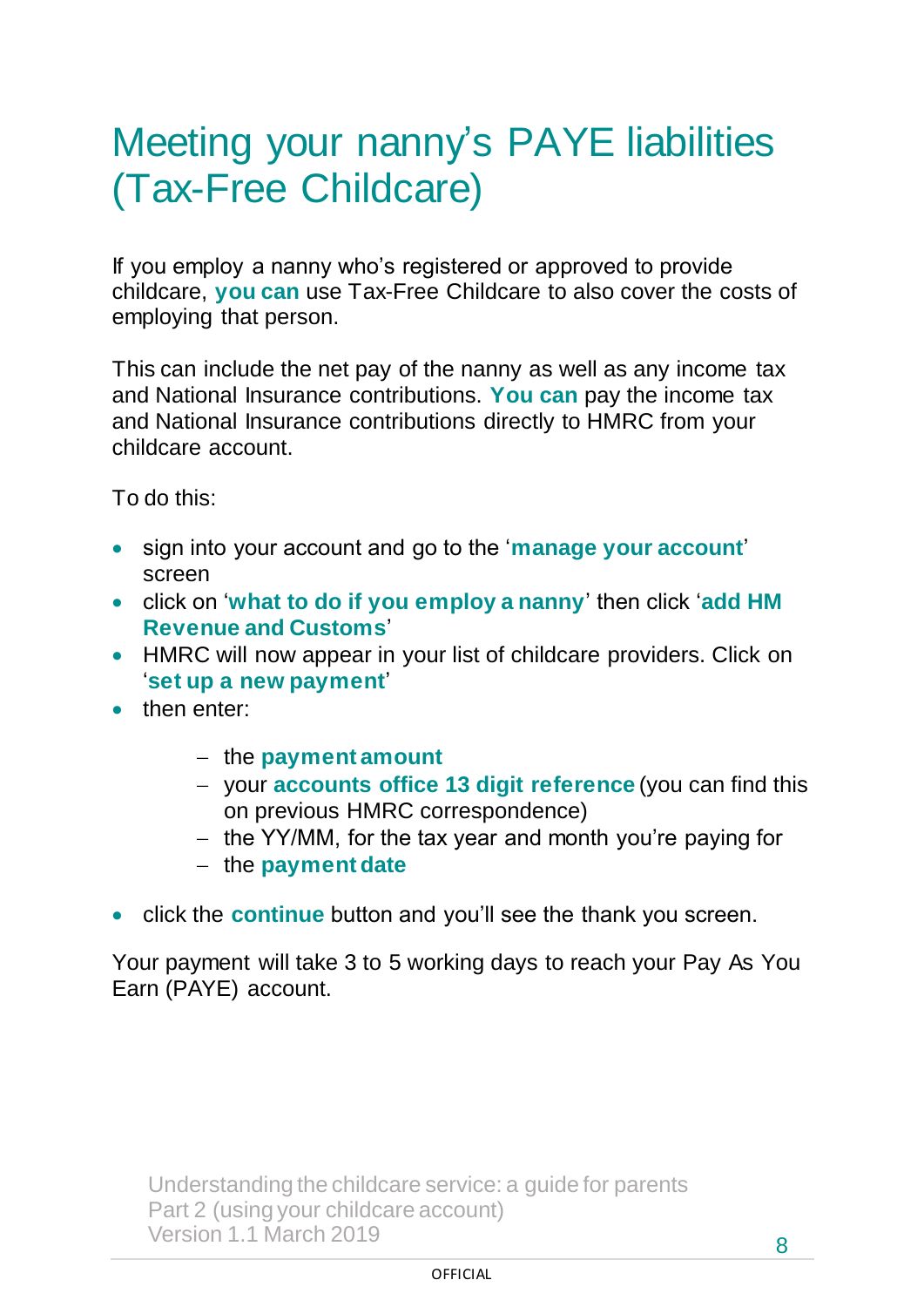# Meeting your nanny's PAYE liabilities (Tax-Free Childcare)

If you employ a nanny who's registered or approved to provide childcare, **you can** use Tax-Free Childcare to also cover the costs of employing that person.

This can include the net pay of the nanny as well as any income tax and National Insurance contributions. **You can** pay the income tax and National Insurance contributions directly to HMRC from your childcare account.

To do this:

- sign into your account and go to the '**manage your account**' screen
- click on '**what to do if you employ a nanny**' then click '**add HM Revenue and Customs**'
- HMRC will now appear in your list of childcare providers. Click on '**set up a new payment**'
- then enter:
  - the **payment amount**
  - your **accounts office 13 digit reference** (you can find this on previous HMRC correspondence)
  - the YY/MM, for the tax year and month you're paying for
  - the **payment date**
- click the **continue** button and you'll see the thank you screen.

Your payment will take 3 to 5 working days to reach your Pay As You Earn (PAYE) account.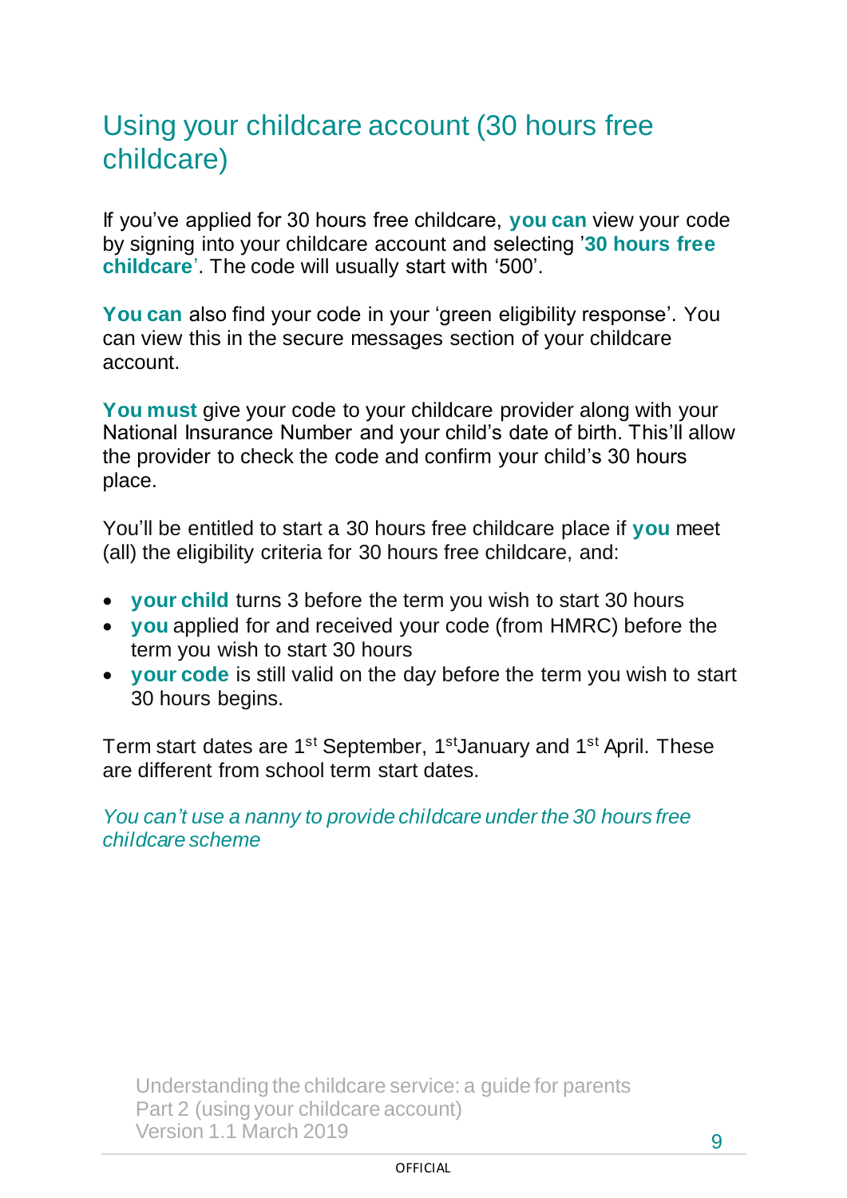## Using your childcare account (30 hours free childcare)

If you've applied for 30 hours free childcare, **you can** view your code by signing into your childcare account and selecting '**30 hours free childcare**'. The code will usually start with '500'.

**You can** also find your code in your 'green eligibility response'. You can view this in the secure messages section of your childcare account.

**You must** give your code to your childcare provider along with your National Insurance Number and your child's date of birth. This'll allow the provider to check the code and confirm your child's 30 hours place.

You'll be entitled to start a 30 hours free childcare place if **you** meet (all) the eligibility criteria for 30 hours free childcare, and:

- **your child** turns 3 before the term you wish to start 30 hours
- **you** applied for and received your code (from HMRC) before the term you wish to start 30 hours
- **your code** is still valid on the day before the term you wish to start 30 hours begins.

Term start dates are 1st September, 1st January and 1st April. These are different from school term start dates.

*You can't use a nanny to provide childcare under the 30 hours free childcare scheme*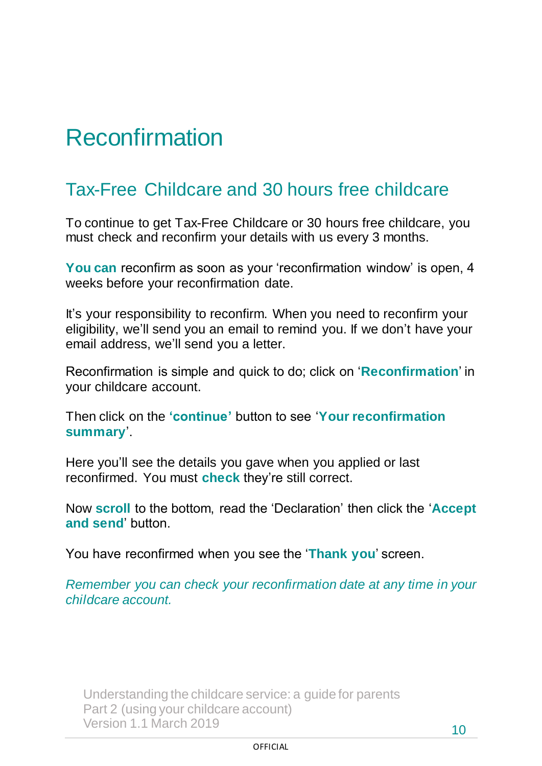# Reconfirmation

## Tax-Free Childcare and 30 hours free childcare

To continue to get Tax-Free Childcare or 30 hours free childcare, you must check and reconfirm your details with us every 3 months.

**You can** reconfirm as soon as your 'reconfirmation window' is open, 4 weeks before your reconfirmation date.

It's your responsibility to reconfirm. When you need to reconfirm your eligibility, we'll send you an email to remind you. If we don't have your email address, we'll send you a letter.

Reconfirmation is simple and quick to do; click on '**Reconfirmation**' in your childcare account.

Then click on the **'continue'** button to see '**Your reconfirmation summary**'.

Here you'll see the details you gave when you applied or last reconfirmed. You must **check** they're still correct.

Now **scroll** to the bottom, read the 'Declaration' then click the '**Accept and send**' button.

You have reconfirmed when you see the '**Thank you**' screen.

*Remember you can check your reconfirmation date at any time in your childcare account.*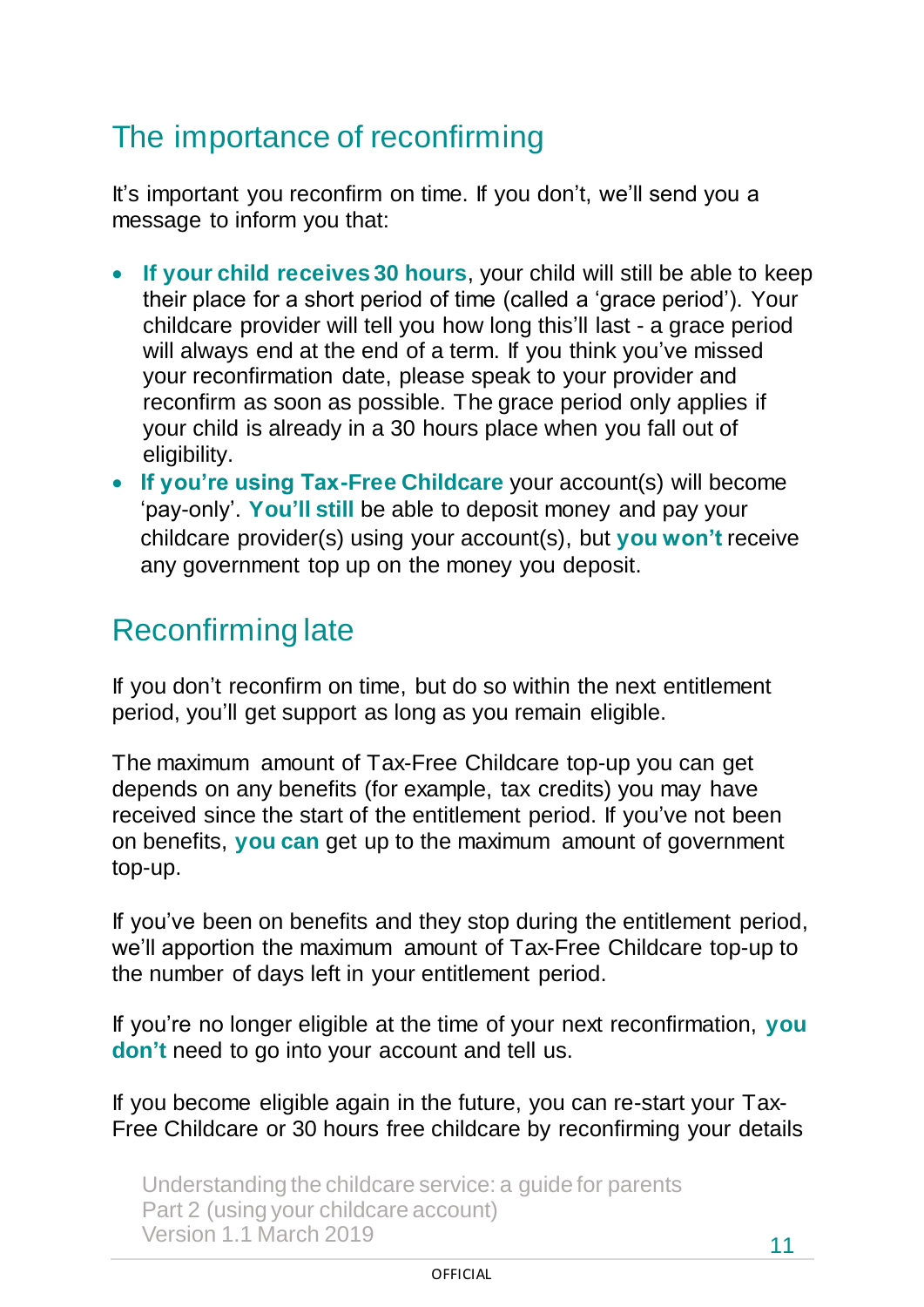## The importance of reconfirming

It's important you reconfirm on time. If you don't, we'll send you a message to inform you that:

- **If your child receives 30 hours**, your child will still be able to keep their place for a short period of time (called a 'grace period'). Your childcare provider will tell you how long this'll last - a grace period will always end at the end of a term. If you think you've missed your reconfirmation date, please speak to your provider and reconfirm as soon as possible. The grace period only applies if your child is already in a 30 hours place when you fall out of eligibility.
- **If you're using Tax-Free Childcare** your account(s) will become 'pay-only'. **You'll still** be able to deposit money and pay your childcare provider(s) using your account(s), but **you won't** receive any government top up on the money you deposit.

## Reconfirming late

If you don't reconfirm on time, but do so within the next entitlement period, you'll get support as long as you remain eligible.

The maximum amount of Tax-Free Childcare top-up you can get depends on any benefits (for example, tax credits) you may have received since the start of the entitlement period. If you've not been on benefits, **you can** get up to the maximum amount of government top-up.

If you've been on benefits and they stop during the entitlement period, we'll apportion the maximum amount of Tax-Free Childcare top-up to the number of days left in your entitlement period.

If you're no longer eligible at the time of your next reconfirmation, **you don't** need to go into your account and tell us.

If you become eligible again in the future, you can re-start your Tax-Free Childcare or 30 hours free childcare by reconfirming your details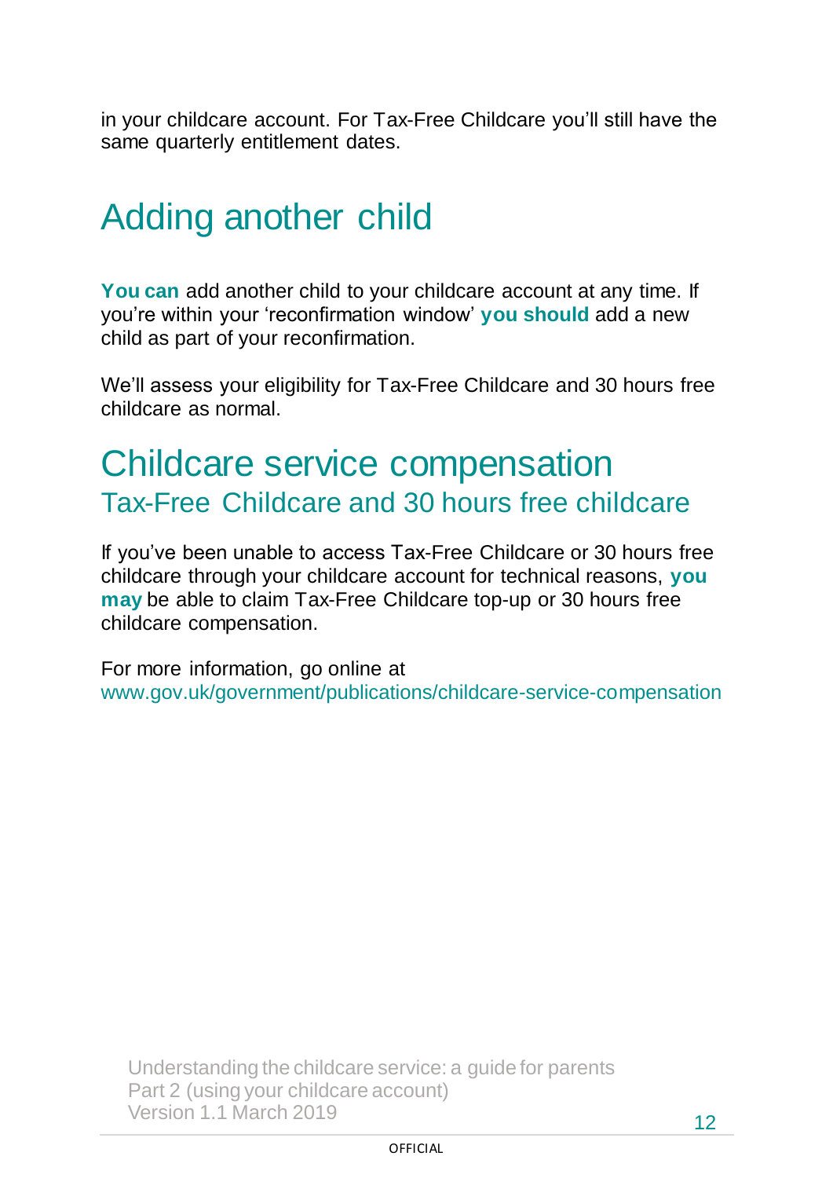in your childcare account. For Tax-Free Childcare you'll still have the same quarterly entitlement dates.

# Adding another child

**You can** add another child to your childcare account at any time. If you're within your 'reconfirmation window' **you should** add a new child as part of your reconfirmation.

We'll assess your eligibility for Tax-Free Childcare and 30 hours free childcare as normal.

# Childcare service compensation

## Tax-Free Childcare and 30 hours free childcare

If you've been unable to access Tax-Free Childcare or 30 hours free childcare through your childcare account for technical reasons, **you may** be able to claim Tax-Free Childcare top-up or 30 hours free childcare compensation.

For more information, go online at www.gov.uk/government/publications/childcare-service-compensation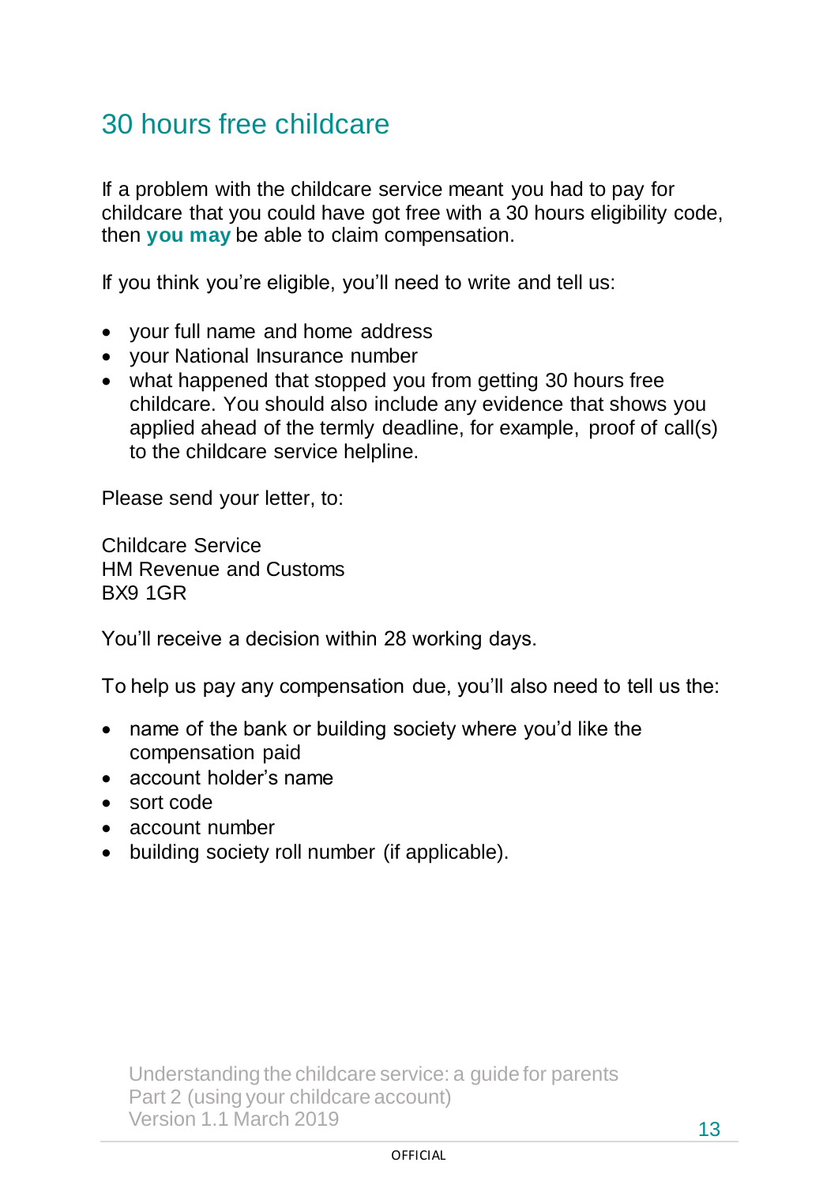# 30 hours free childcare

If a problem with the childcare service meant you had to pay for childcare that you could have got free with a 30 hours eligibility code, then **you may** be able to claim compensation.

If you think you're eligible, you'll need to write and tell us:

- your full name and home address
- your National Insurance number
- what happened that stopped you from getting 30 hours free childcare. You should also include any evidence that shows you applied ahead of the termly deadline, for example, proof of call(s) to the childcare service helpline.

Please send your letter, to:

Childcare Service
HM Revenue and Customs
BX9 1GR

You'll receive a decision within 28 working days.

To help us pay any compensation due, you'll also need to tell us the:

- name of the bank or building society where you'd like the compensation paid
- account holder's name
- sort code
- account number
- building society roll number (if applicable).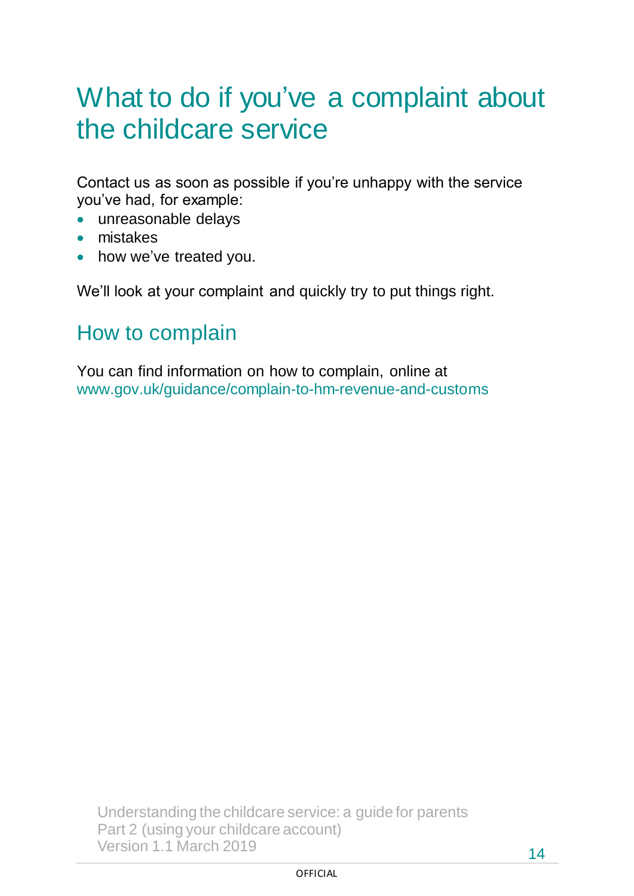# What to do if you've a complaint about the childcare service

Contact us as soon as possible if you're unhappy with the service you've had, for example:

- unreasonable delays
- mistakes
- how we've treated you.

We'll look at your complaint and quickly try to put things right.

## How to complain

You can find information on how to complain, online at www.gov.uk/guidance/complain-to-hm-revenue-and-customs